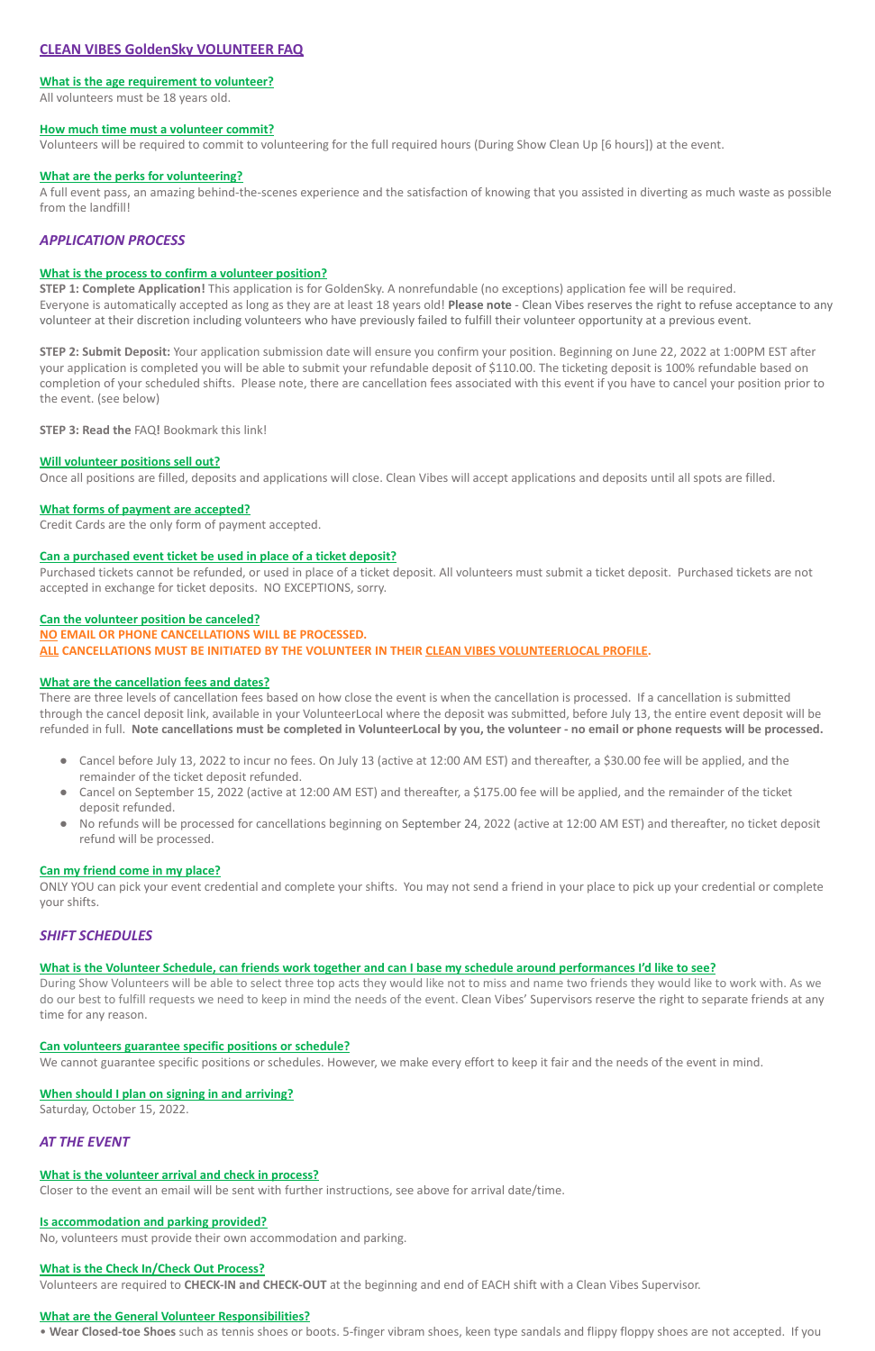# CLEAN VIBES GoldenSky VOLUNTEER FAQ

### What is the age requirement to volunteer?

All volunteers must be 18 years old.

### How much time must a volunteer commit?

Volunteers will be required to commit to volunteering for the full required hours (During Show Clean Up [6 hours]) at the event.

### What are the perks for volunteering?

A full event pass, an amazing behind-the-scenes experience and the satisfaction of knowing that you assisted in diverting as much waste as possible from the landfill!

## *APPLICATION PROCESS*

### What is the process to confirm a volunteer position?

**STEP 1: Complete Application!** This application is for GoldenSky. A nonrefundable (no exceptions) application fee will be required. Everyone is automatically accepted as long as they are at least 18 years old! **Please note** - Clean Vibes reserves the right to refuse acceptance to any volunteer at their discretion including volunteers who have previously failed to fulfill their volunteer opportunity at a previous event.

**STEP 2: Submit Deposit:** Your application submission date will ensure you confirm your position. Beginning on June 22, 2022 at 1:00PM EST after your application is completed you will be able to submit your refundable deposit of $110.00. The ticketing deposit is 100% refundable based on completion of your scheduled shifts. Please note, there are cancellation fees associated with this event if you have to cancel your position prior to the event. (see below)

**STEP 3: Read the** FAQ**!** Bookmark this link!

### Will volunteer positions sell out?

Once all positions are filled, deposits and applications will close. Clean Vibes will accept applications and deposits until all spots are filled.

### What forms of payment are accepted?

Credit Cards are the only form of payment accepted.

### Can a purchased event ticket be used in place of a ticket deposit?

Purchased tickets cannot be refunded, or used in place of a ticket deposit. All volunteers must submit a ticket deposit. Purchased tickets are not accepted in exchange for ticket deposits. NO EXCEPTIONS, sorry.

### Can the volunteer position be canceled?

**NO EMAIL OR PHONE CANCELLATIONS WILL BE PROCESSED.**
**ALL CANCELLATIONS MUST BE INITIATED BY THE VOLUNTEER IN THEIR CLEAN VIBES VOLUNTEERLOCAL PROFILE.**

### What are the cancellation fees and dates?

There are three levels of cancellation fees based on how close the event is when the cancellation is processed. If a cancellation is submitted through the cancel deposit link, available in your VolunteerLocal where the deposit was submitted, before July 13, the entire event deposit will be refunded in full. **Note cancellations must be completed in VolunteerLocal by you, the volunteer - no email or phone requests will be processed.**

- Cancel before July 13, 2022 to incur no fees. On July 13 (active at 12:00 AM EST) and thereafter, a $30.00 fee will be applied, and the remainder of the ticket deposit refunded.
- Cancel on September 15, 2022 (active at 12:00 AM EST) and thereafter, a $175.00 fee will be applied, and the remainder of the ticket deposit refunded.
- No refunds will be processed for cancellations beginning on September 24, 2022 (active at 12:00 AM EST) and thereafter, no ticket deposit refund will be processed.

### Can my friend come in my place?

ONLY YOU can pick your event credential and complete your shifts. You may not send a friend in your place to pick up your credential or complete your shifts.

## *SHIFT SCHEDULES*

### What is the Volunteer Schedule, can friends work together and can I base my schedule around performances I'd like to see?

During Show Volunteers will be able to select three top acts they would like not to miss and name two friends they would like to work with. As we do our best to fulfill requests we need to keep in mind the needs of the event. Clean Vibes' Supervisors reserve the right to separate friends at any time for any reason.

### Can volunteers guarantee specific positions or schedule?

We cannot guarantee specific positions or schedules. However, we make every effort to keep it fair and the needs of the event in mind.

### When should I plan on signing in and arriving?

Saturday, October 15, 2022.

## *AT THE EVENT*

### What is the volunteer arrival and check in process?

Closer to the event an email will be sent with further instructions, see above for arrival date/time.

### Is accommodation and parking provided?

No, volunteers must provide their own accommodation and parking.

### What is the Check In/Check Out Process?

Volunteers are required to **CHECK-IN and CHECK-OUT** at the beginning and end of EACH shift with a Clean Vibes Supervisor.

### What are the General Volunteer Responsibilities?

• **Wear Closed-toe Shoes** such as tennis shoes or boots. 5-finger vibram shoes, keen type sandals and flippy floppy shoes are not accepted. If you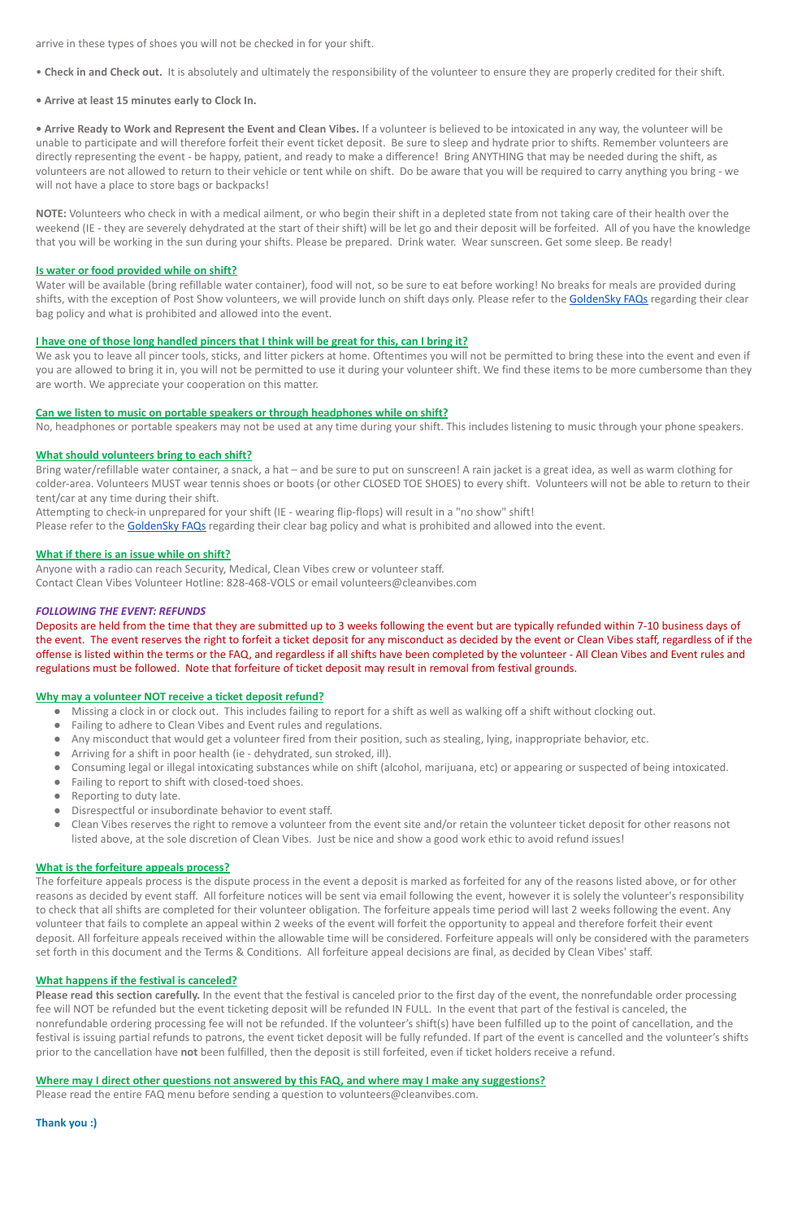arrive in these types of shoes you will not be checked in for your shift.

• **Check in and Check out.** It is absolutely and ultimately the responsibility of the volunteer to ensure they are properly credited for their shift.

• **Arrive at least 15 minutes early to Clock In.**

• **Arrive Ready to Work and Represent the Event and Clean Vibes.** If a volunteer is believed to be intoxicated in any way, the volunteer will be unable to participate and will therefore forfeit their event ticket deposit. Be sure to sleep and hydrate prior to shifts. Remember volunteers are directly representing the event - be happy, patient, and ready to make a difference! Bring ANYTHING that may be needed during the shift, as volunteers are not allowed to return to their vehicle or tent while on shift. Do be aware that you will be required to carry anything you bring - we will not have a place to store bags or backpacks!

**NOTE:** Volunteers who check in with a medical ailment, or who begin their shift in a depleted state from not taking care of their health over the weekend (IE - they are severely dehydrated at the start of their shift) will be let go and their deposit will be forfeited. All of you have the knowledge that you will be working in the sun during your shifts. Please be prepared. Drink water. Wear sunscreen. Get some sleep. Be ready!

### Is water or food provided while on shift?

Water will be available (bring refillable water container), food will not, so be sure to eat before working! No breaks for meals are provided during shifts, with the exception of Post Show volunteers, we will provide lunch on shift days only. Please refer to the GoldenSky FAQs regarding their clear bag policy and what is prohibited and allowed into the event.

### I have one of those long handled pincers that I think will be great for this, can I bring it?

We ask you to leave all pincer tools, sticks, and litter pickers at home. Oftentimes you will not be permitted to bring these into the event and even if you are allowed to bring it in, you will not be permitted to use it during your volunteer shift. We find these items to be more cumbersome than they are worth. We appreciate your cooperation on this matter.

### Can we listen to music on portable speakers or through headphones while on shift?

No, headphones or portable speakers may not be used at any time during your shift. This includes listening to music through your phone speakers.

### What should volunteers bring to each shift?

Bring water/refillable water container, a snack, a hat – and be sure to put on sunscreen! A rain jacket is a great idea, as well as warm clothing for colder-area. Volunteers MUST wear tennis shoes or boots (or other CLOSED TOE SHOES) to every shift. Volunteers will not be able to return to their tent/car at any time during their shift.
Attempting to check-in unprepared for your shift (IE - wearing flip-flops) will result in a "no show" shift!
Please refer to the GoldenSky FAQs regarding their clear bag policy and what is prohibited and allowed into the event.

### What if there is an issue while on shift?

Anyone with a radio can reach Security, Medical, Clean Vibes crew or volunteer staff.
Contact Clean Vibes Volunteer Hotline: 828-468-VOLS or email volunteers@cleanvibes.com

### *FOLLOWING THE EVENT: REFUNDS*

Deposits are held from the time that they are submitted up to 3 weeks following the event but are typically refunded within 7-10 business days of the event. The event reserves the right to forfeit a ticket deposit for any misconduct as decided by the event or Clean Vibes staff, regardless of if the offense is listed within the terms or the FAQ, and regardless if all shifts have been completed by the volunteer - All Clean Vibes and Event rules and regulations must be followed. Note that forfeiture of ticket deposit may result in removal from festival grounds.

### Why may a volunteer NOT receive a ticket deposit refund?

- Missing a clock in or clock out. This includes failing to report for a shift as well as walking off a shift without clocking out.
- Failing to adhere to Clean Vibes and Event rules and regulations.
- Any misconduct that would get a volunteer fired from their position, such as stealing, lying, inappropriate behavior, etc.
- Arriving for a shift in poor health (ie - dehydrated, sun stroked, ill).
- Consuming legal or illegal intoxicating substances while on shift (alcohol, marijuana, etc) or appearing or suspected of being intoxicated.
- Failing to report to shift with closed-toed shoes.
- Reporting to duty late.
- Disrespectful or insubordinate behavior to event staff.
- Clean Vibes reserves the right to remove a volunteer from the event site and/or retain the volunteer ticket deposit for other reasons not listed above, at the sole discretion of Clean Vibes. Just be nice and show a good work ethic to avoid refund issues!

### What is the forfeiture appeals process?

The forfeiture appeals process is the dispute process in the event a deposit is marked as forfeited for any of the reasons listed above, or for other reasons as decided by event staff. All forfeiture notices will be sent via email following the event, however it is solely the volunteer's responsibility to check that all shifts are completed for their volunteer obligation. The forfeiture appeals time period will last 2 weeks following the event. Any volunteer that fails to complete an appeal within 2 weeks of the event will forfeit the opportunity to appeal and therefore forfeit their event deposit. All forfeiture appeals received within the allowable time will be considered. Forfeiture appeals will only be considered with the parameters set forth in this document and the Terms & Conditions. All forfeiture appeal decisions are final, as decided by Clean Vibes' staff.

### What happens if the festival is canceled?

**Please read this section carefully.** In the event that the festival is canceled prior to the first day of the event, the nonrefundable order processing fee will NOT be refunded but the event ticketing deposit will be refunded IN FULL. In the event that part of the festival is canceled, the nonrefundable ordering processing fee will not be refunded. If the volunteer's shift(s) have been fulfilled up to the point of cancellation, and the festival is issuing partial refunds to patrons, the event ticket deposit will be fully refunded. If part of the event is cancelled and the volunteer's shifts prior to the cancellation have **not** been fulfilled, then the deposit is still forfeited, even if ticket holders receive a refund.

### Where may I direct other questions not answered by this FAQ, and where may I make any suggestions?

Please read the entire FAQ menu before sending a question to volunteers@cleanvibes.com.

**Thank you :)**